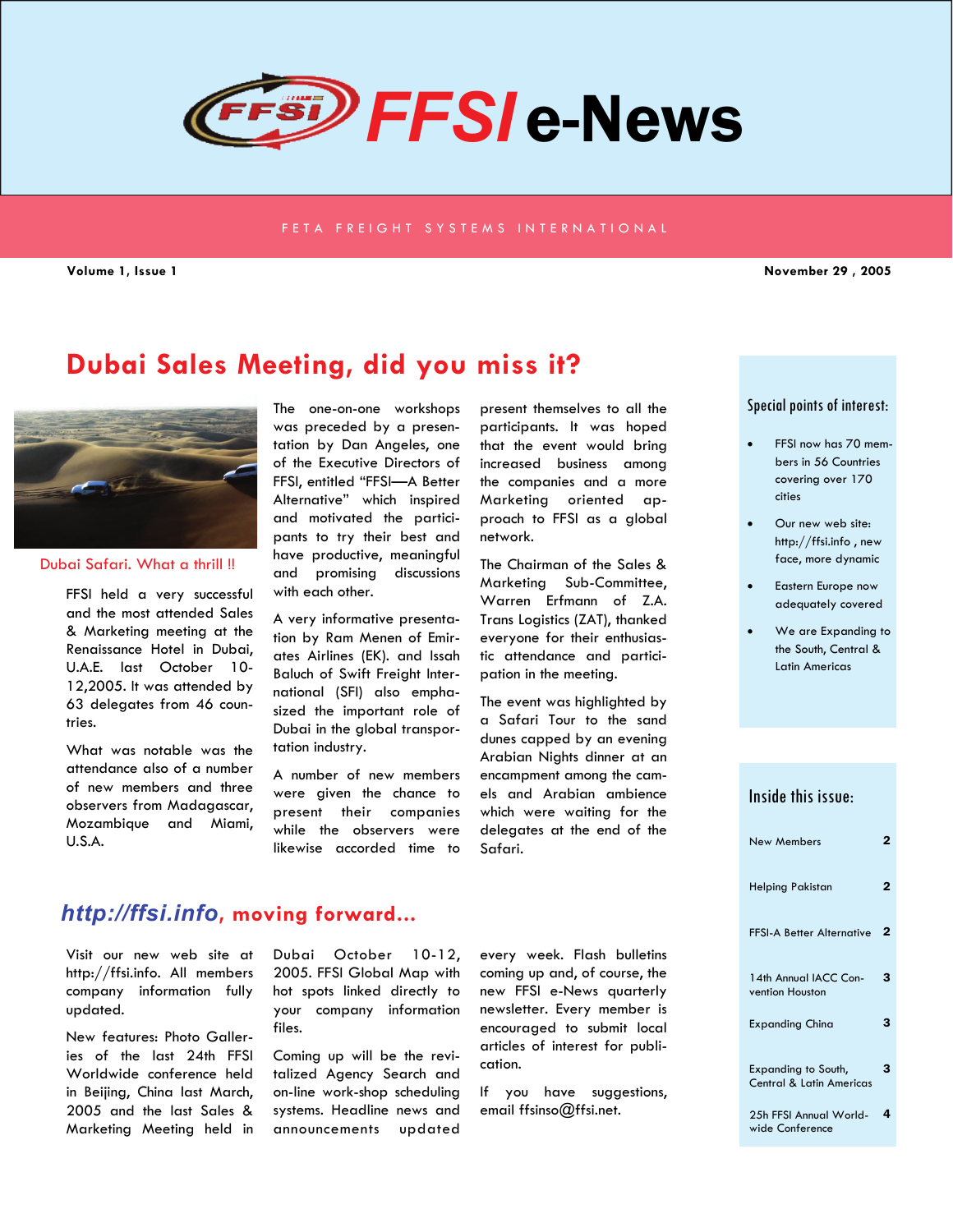# FFSI e-News

FETA FREIGHT SYSTEMS INTERNATIONAL

**Volume 1, Issue 1** — **November 29 , 2005**

## Dubai Sales Meeting, did you miss it?

Dubai Safari. What a thrill !!

FFSI held a very successful and the most attended Sales & Marketing meeting at the Renaissance Hotel in Dubai, U.A.E. last October 10-12,2005. It was attended by 63 delegates from 46 countries.

What was notable was the attendance also of a number of new members and three observers from Madagascar, Mozambique and Miami, U.S.A.

The one-on-one workshops was preceded by a presentation by Dan Angeles, one of the Executive Directors of FFSI, entitled "FFSI—A Better Alternative" which inspired and motivated the participants to try their best and have productive, meaningful and promising discussions with each other.

A very informative presentation by Ram Menen of Emirates Airlines (EK). and Issah Baluch of Swift Freight International (SFI) also emphasized the important role of Dubai in the global transportation industry.

A number of new members were given the chance to present their companies while the observers were likewise accorded time to present themselves to all the participants. It was hoped that the event would bring increased business among the companies and a more Marketing oriented approach to FFSI as a global network.

The Chairman of the Sales & Marketing Sub-Committee, Warren Erfmann of Z.A. Trans Logistics (ZAT), thanked everyone for their enthusiastic attendance and participation in the meeting.

The event was highlighted by a Safari Tour to the sand dunes capped by an evening Arabian Nights dinner at an encampment among the camels and Arabian ambience which were waiting for the delegates at the end of the Safari.

## http://ffsi.info, moving forward...

Visit our new web site at http://ffsi.info. All members company information fully updated.

New features: Photo Galleries of the last 24th FFSI Worldwide conference held in Beijing, China last March, 2005 and the last Sales & Marketing Meeting held in Dubai October 10-12, 2005. FFSI Global Map with hot spots linked directly to your company information files.

Coming up will be the revitalized Agency Search and on-line work-shop scheduling systems. Headline news and announcements updated every week. Flash bulletins coming up and, of course, the new FFSI e-News quarterly newsletter. Every member is encouraged to submit local articles of interest for publication.

If you have suggestions, email ffsinso@ffsi.net.

### Special points of interest:

- FFSI now has 70 members in 56 Countries covering over 170 cities
- Our new web site: http://ffsi.info , new face, more dynamic
- Eastern Europe now adequately covered
- We are Expanding to the South, Central & Latin Americas

### Inside this issue:

| | |
|---|---|
| New Members | 2 |
| Helping Pakistan | 2 |
| FFSI-A Better Alternative | 2 |
| 14th Annual IACC Convention Houston | 3 |
| Expanding China | 3 |
| Expanding to South, Central & Latin Americas | 3 |
| 25h FFSI Annual Worldwide Conference | 4 |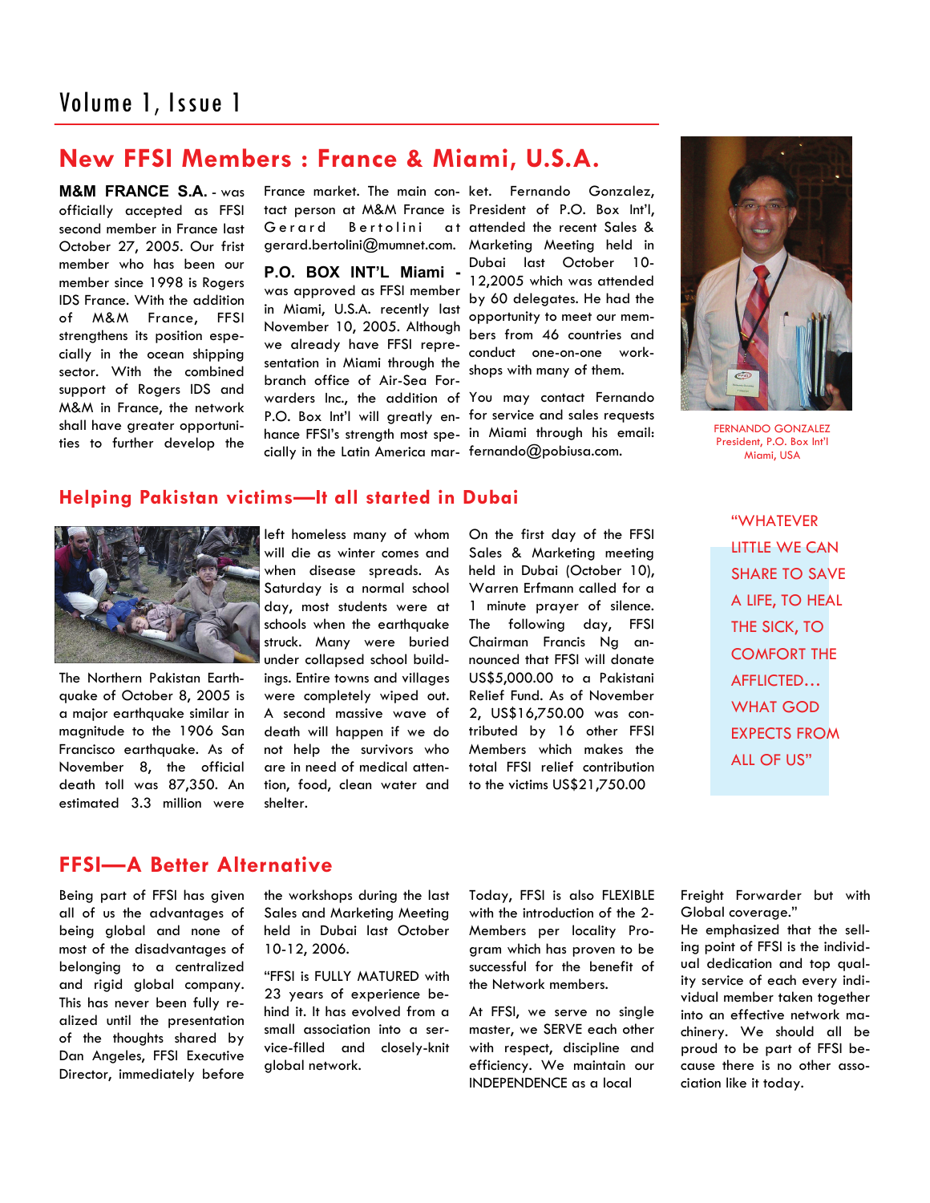## New FFSI Members : France & Miami, U.S.A.

**M&M FRANCE S.A.** - was officially accepted as FFSI second member in France last October 27, 2005. Our frist member who has been our member since 1998 is Rogers IDS France. With the addition of M&M France, FFSI strengthens its position especially in the ocean shipping sector. With the combined support of Rogers IDS and M&M in France, the network shall have greater opportunities to further develop the France market. The main contact person at M&M France is Gerard Bertolini at gerard.bertolini@mumnet.com.

**P.O. BOX INT'L Miami** - was approved as FFSI member in Miami, U.S.A. recently last November 10, 2005. Although we already have FFSI representation in Miami through the branch office of Air-Sea Forwarders Inc., the addition of P.O. Box Int'l will greatly enhance FFSI's strength most specially in the Latin America market. Fernando Gonzalez, President of P.O. Box Int'l, attended the recent Sales & Marketing Meeting held in Dubai last October 10-12,2005 which was attended by 60 delegates. He had the opportunity to meet our members from 46 countries and conduct one-on-one workshops with many of them.

You may contact Fernando for service and sales requests in Miami through his email: fernando@pobiusa.com.

FERNANDO GONZALEZ
President, P.O. Box Int'l
Miami, USA

## Helping Pakistan victims—It all started in Dubai

The Northern Pakistan Earthquake of October 8, 2005 is a major earthquake similar in magnitude to the 1906 San Francisco earthquake. As of November 8, the official death toll was 87,350. An estimated 3.3 million were left homeless many of whom will die as winter comes and when disease spreads. As Saturday is a normal school day, most students were at schools when the earthquake struck. Many were buried under collapsed school buildings. Entire towns and villages were completely wiped out. A second massive wave of death will happen if we do not help the survivors who are in need of medical attention, food, clean water and shelter.

On the first day of the FFSI Sales & Marketing meeting held in Dubai (October 10), Warren Erfmann called for a 1 minute prayer of silence. The following day, FFSI Chairman Francis Ng announced that FFSI will donate US$5,000.00 to a Pakistani Relief Fund. As of November 2, US$16,750.00 was contributed by 16 other FFSI Members which makes the total FFSI relief contribution to the victims US$21,750.00

"WHATEVER LITTLE WE CAN SHARE TO SAVE A LIFE, TO HEAL THE SICK, TO COMFORT THE AFFLICTED… WHAT GOD EXPECTS FROM ALL OF US"

## FFSI—A Better Alternative

Being part of FFSI has given all of us the advantages of being global and none of most of the disadvantages of belonging to a centralized and rigid global company. This has never been fully realized until the presentation of the thoughts shared by Dan Angeles, FFSI Executive Director, immediately before the workshops during the last Sales and Marketing Meeting held in Dubai last October 10-12, 2006.

"FFSI is FULLY MATURED with 23 years of experience behind it. It has evolved from a small association into a service-filled and closely-knit global network.

Today, FFSI is also FLEXIBLE with the introduction of the 2-Members per locality Program which has proven to be successful for the benefit of the Network members.

At FFSI, we serve no single master, we SERVE each other with respect, discipline and efficiency. We maintain our INDEPENDENCE as a local Freight Forwarder but with Global coverage."

He emphasized that the selling point of FFSI is the individual dedication and top quality service of each every individual member taken together into an effective network machinery. We should all be proud to be part of FFSI because there is no other association like it today.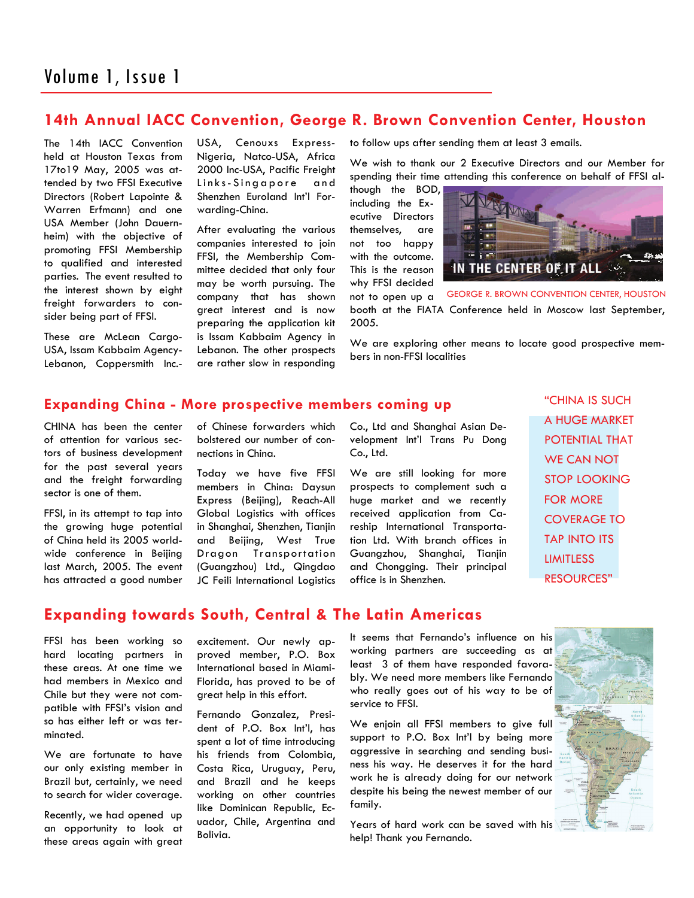## 14th Annual IACC Convention, George R. Brown Convention Center, Houston

The 14th IACC Convention held at Houston Texas from 17to19 May, 2005 was attended by two FFSI Executive Directors (Robert Lapointe & Warren Erfmann) and one USA Member (John Dauernheim) with the objective of promoting FFSI Membership to qualified and interested parties. The event resulted to the interest shown by eight freight forwarders to consider being part of FFSI.

These are McLean Cargo-USA, Issam Kabbaim Agency-Lebanon, Coppersmith Inc.-USA, Cenouxs Express-Nigeria, Natco-USA, Africa 2000 Inc-USA, Pacific Freight Links-Singapore and Shenzhen Euroland Int'l Forwarding-China.

After evaluating the various companies interested to join FFSI, the Membership Committee decided that only four may be worth pursuing. The company that has shown great interest and is now preparing the application kit is Issam Kabbaim Agency in Lebanon. The other prospects are rather slow in responding to follow ups after sending them at least 3 emails.

We wish to thank our 2 Executive Directors and our Member for spending their time attending this conference on behalf of FFSI although the BOD, including the Executive Directors themselves, are not too happy with the outcome. This is the reason why FFSI decided not to open up a booth at the FIATA Conference held in Moscow last September, 2005.

IN THE CENTER OF IT ALL

GEORGE R. BROWN CONVENTION CENTER, HOUSTON

We are exploring other means to locate good prospective members in non-FFSI localities

## Expanding China - More prospective members coming up

CHINA has been the center of attention for various sectors of business development for the past several years and the freight forwarding sector is one of them.

FFSI, in its attempt to tap into the growing huge potential of China held its 2005 worldwide conference in Beijing last March, 2005. The event has attracted a good number of Chinese forwarders which bolstered our number of connections in China.

Today we have five FFSI members in China: Daysun Express (Beijing), Reach-All Global Logistics with offices in Shanghai, Shenzhen, Tianjin and Beijing, West True Dragon Transportation (Guangzhou) Ltd., Qingdao JC Feili International Logistics Co., Ltd and Shanghai Asian Development Int'l Trans Pu Dong Co., Ltd.

We are still looking for more prospects to complement such a huge market and we recently received application from Careship International Transportation Ltd. With branch offices in Guangzhou, Shanghai, Tianjin and Chongging. Their principal office is in Shenzhen.

"CHINA IS SUCH A HUGE MARKET POTENTIAL THAT WE CAN NOT STOP LOOKING FOR MORE COVERAGE TO TAP INTO ITS LIMITLESS RESOURCES"

## Expanding towards South, Central & The Latin Americas

FFSI has been working so hard locating partners in these areas. At one time we had members in Mexico and Chile but they were not compatible with FFSI's vision and so has either left or was terminated.

We are fortunate to have our only existing member in Brazil but, certainly, we need to search for wider coverage.

Recently, we had opened up an opportunity to look at these areas again with great excitement. Our newly approved member, P.O. Box International based in Miami-Florida, has proved to be of great help in this effort.

Fernando Gonzalez, President of P.O. Box Int'l, has spent a lot of time introducing his friends from Colombia, Costa Rica, Uruguay, Peru, and Brazil and he keeps working on other countries like Dominican Republic, Ecuador, Chile, Argentina and Bolivia.

It seems that Fernando's influence on his working partners are succeeding as at least 3 of them have responded favorably. We need more members like Fernando who really goes out of his way to be of service to FFSI.

We enjoin all FFSI members to give full support to P.O. Box Int'l by being more aggressive in searching and sending business his way. He deserves it for the hard work he is already doing for our network despite his being the newest member of our family.

Years of hard work can be saved with his help! Thank you Fernando.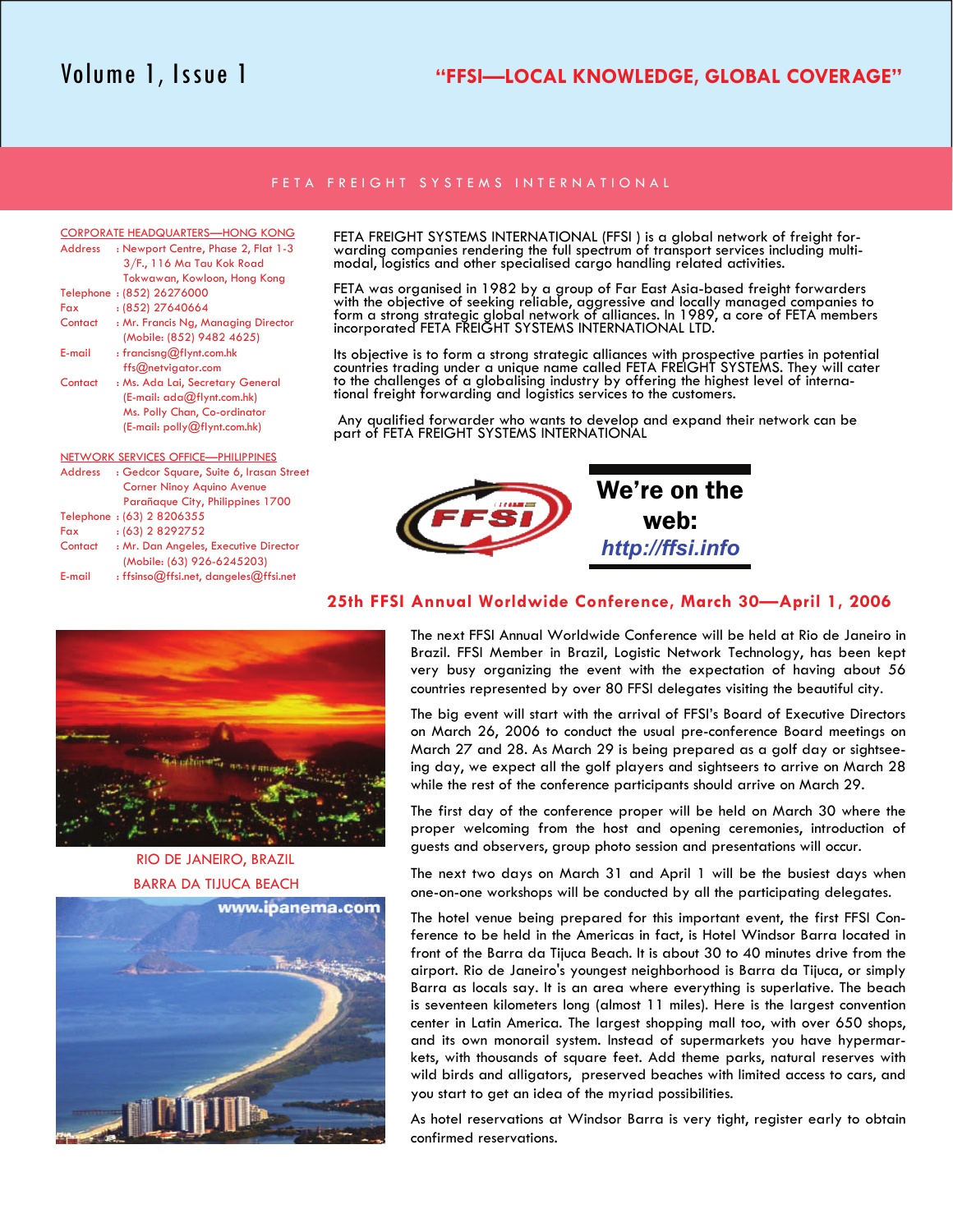“FFSI—LOCAL KNOWLEDGE, GLOBAL COVERAGE”

FETA FREIGHT SYSTEMS INTERNATIONAL

CORPORATE HEADQUARTERS—HONG KONG

Address : Newport Centre, Phase 2, Flat 1-3 3/F., 116 Ma Tau Kok Road Tokwawan, Kowloon, Hong Kong
Telephone : (852) 26276000
Fax : (852) 27640664
Contact : Mr. Francis Ng, Managing Director (Mobile: (852) 9482 4625)
E-mail : francisng@flynt.com.hk ffs@netvigator.com
Contact : Ms. Ada Lai, Secretary General (E-mail: ada@flynt.com.hk) Ms. Polly Chan, Co-ordinator (E-mail: polly@flynt.com.hk)

NETWORK SERVICES OFFICE—PHILIPPINES

Address : Gedcor Square, Suite 6, Irasan Street Corner Ninoy Aquino Avenue Parañaque City, Philippines 1700
Telephone : (63) 2 8206355
Fax : (63) 2 8292752
Contact : Mr. Dan Angeles, Executive Director (Mobile: (63) 926-6245203)
E-mail : ffsinso@ffsi.net, dangeles@ffsi.net

FETA FREIGHT SYSTEMS INTERNATIONAL (FFSI ) is a global network of freight forwarding companies rendering the full spectrum of transport services including multi-modal, logistics and other specialised cargo handling related activities.

FETA was organised in 1982 by a group of Far East Asia-based freight forwarders with the objective of seeking reliable, aggressive and locally managed companies to form a strong strategic global network of alliances. In 1989, a core of FETA members incorporated FETA FREIGHT SYSTEMS INTERNATIONAL LTD.

Its objective is to form a strong strategic alliances with prospective parties in potential countries trading under a unique name called FETA FREIGHT SYSTEMS. They will cater to the challenges of a globalising industry by offering the highest level of international freight forwarding and logistics services to the customers.

Any qualified forwarder who wants to develop and expand their network can be part of FETA FREIGHT SYSTEMS INTERNATIONAL

**We’re on the web:**
*http://ffsi.info*

## 25th FFSI Annual Worldwide Conference, March 30—April 1, 2006

RIO DE JANEIRO, BRAZIL

BARRA DA TIJUCA BEACH

The next FFSI Annual Worldwide Conference will be held at Rio de Janeiro in Brazil. FFSI Member in Brazil, Logistic Network Technology, has been kept very busy organizing the event with the expectation of having about 56 countries represented by over 80 FFSI delegates visiting the beautiful city.

The big event will start with the arrival of FFSI’s Board of Executive Directors on March 26, 2006 to conduct the usual pre-conference Board meetings on March 27 and 28. As March 29 is being prepared as a golf day or sightseeing day, we expect all the golf players and sightseers to arrive on March 28 while the rest of the conference participants should arrive on March 29.

The first day of the conference proper will be held on March 30 where the proper welcoming from the host and opening ceremonies, introduction of guests and observers, group photo session and presentations will occur.

The next two days on March 31 and April 1 will be the busiest days when one-on-one workshops will be conducted by all the participating delegates.

The hotel venue being prepared for this important event, the first FFSI Conference to be held in the Americas in fact, is Hotel Windsor Barra located in front of the Barra da Tijuca Beach. It is about 30 to 40 minutes drive from the airport. Rio de Janeiro's youngest neighborhood is Barra da Tijuca, or simply Barra as locals say. It is an area where everything is superlative. The beach is seventeen kilometers long (almost 11 miles). Here is the largest convention center in Latin America. The largest shopping mall too, with over 650 shops, and its own monorail system. Instead of supermarkets you have hypermarkets, with thousands of square feet. Add theme parks, natural reserves with wild birds and alligators, preserved beaches with limited access to cars, and you start to get an idea of the myriad possibilities.

As hotel reservations at Windsor Barra is very tight, register early to obtain confirmed reservations.